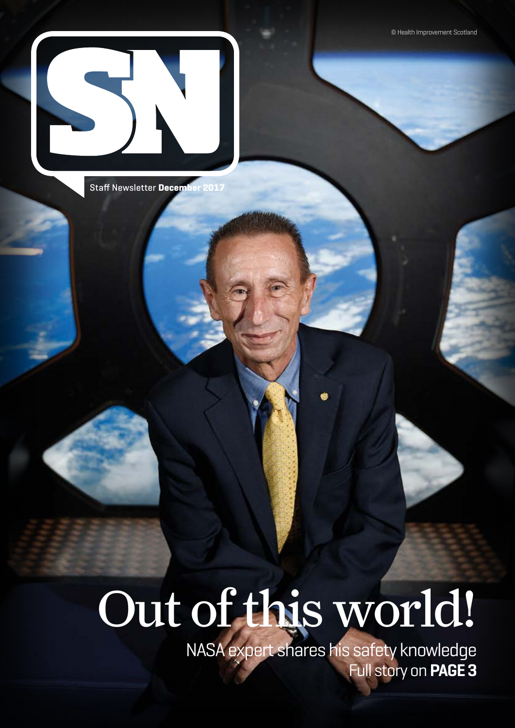© Health Improvement Scotland

# SN

Staff Newsletter **December 2017**

# Out of this world!

## NASA expert shares his safety knowledge

Full story on **PAGE 3**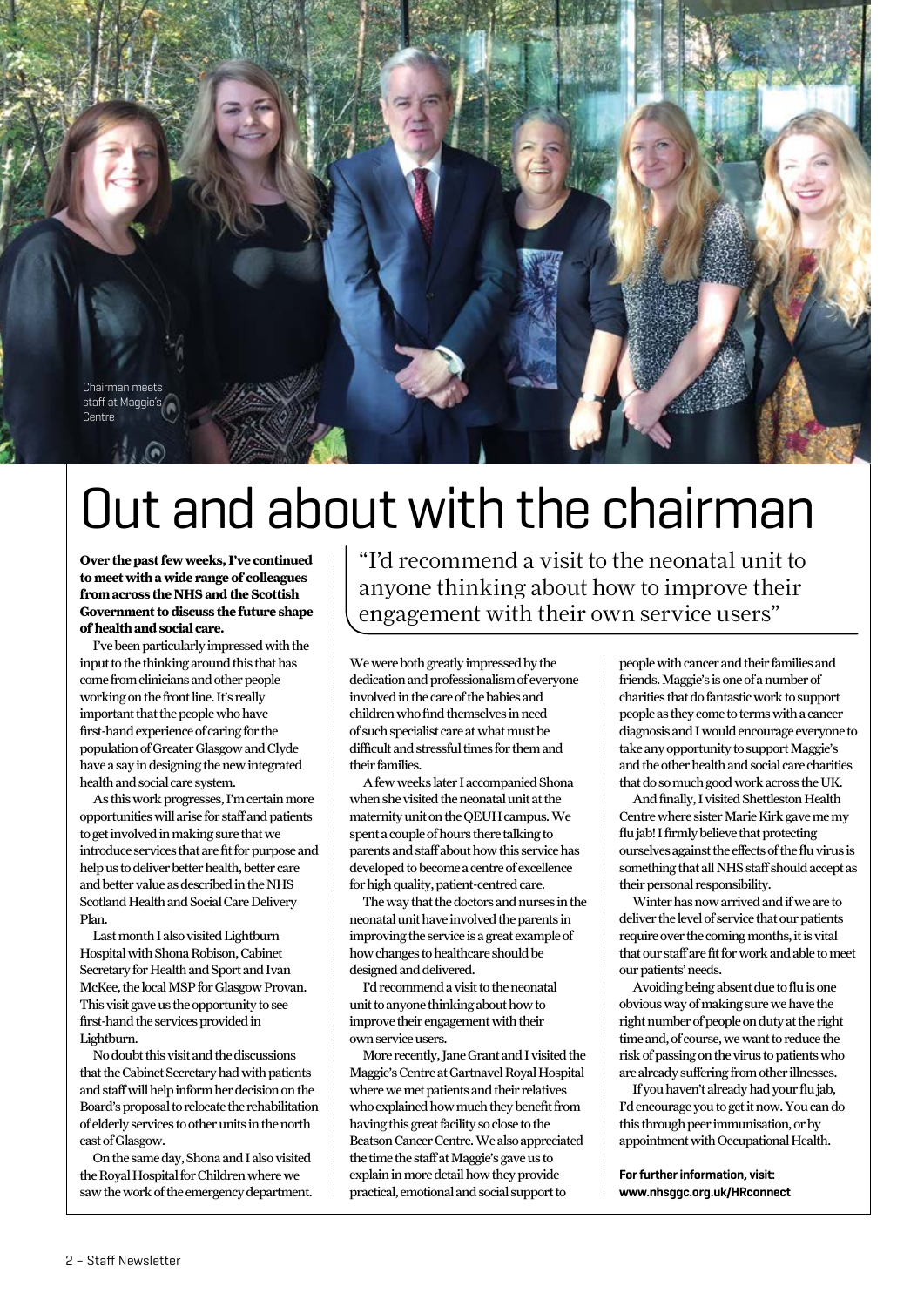Chairman meets staff at Maggie's Centre

# Out and about with the chairman

**Over the past few weeks, I've continued to meet with a wide range of colleagues from across the NHS and the Scottish Government to discuss the future shape of health and social care.**

I've been particularly impressed with the input to the thinking around this that has come from clinicians and other people working on the front line. It's really important that the people who have first-hand experience of caring for the population of Greater Glasgow and Clyde have a say in designing the new integrated health and social care system.

As this work progresses, I'm certain more opportunities will arise for staff and patients to get involved in making sure that we introduce services that are fit for purpose and help us to deliver better health, better care and better value as described in the NHS Scotland Health and Social Care Delivery Plan.

Last month I also visited Lightburn Hospital with Shona Robison, Cabinet Secretary for Health and Sport and Ivan McKee, the local MSP for Glasgow Provan. This visit gave us the opportunity to see first-hand the services provided in Lightburn.

No doubt this visit and the discussions that the Cabinet Secretary had with patients and staff will help inform her decision on the Board's proposal to relocate the rehabilitation of elderly services to other units in the north east of Glasgow.

On the same day, Shona and I also visited the Royal Hospital for Children where we saw the work of the emergency department.

> "I'd recommend a visit to the neonatal unit to anyone thinking about how to improve their engagement with their own service users"

We were both greatly impressed by the dedication and professionalism of everyone involved in the care of the babies and children who find themselves in need of such specialist care at what must be difficult and stressful times for them and their families.

A few weeks later I accompanied Shona when she visited the neonatal unit at the maternity unit on the QEUH campus. We spent a couple of hours there talking to parents and staff about how this service has developed to become a centre of excellence for high quality, patient-centred care.

The way that the doctors and nurses in the neonatal unit have involved the parents in improving the service is a great example of how changes to healthcare should be designed and delivered.

I'd recommend a visit to the neonatal unit to anyone thinking about how to improve their engagement with their own service users.

More recently, Jane Grant and I visited the Maggie's Centre at Gartnavel Royal Hospital where we met patients and their relatives who explained how much they benefit from having this great facility so close to the Beatson Cancer Centre. We also appreciated the time the staff at Maggie's gave us to explain in more detail how they provide practical, emotional and social support to people with cancer and their families and friends. Maggie's is one of a number of charities that do fantastic work to support people as they come to terms with a cancer diagnosis and I would encourage everyone to take any opportunity to support Maggie's and the other health and social care charities that do so much good work across the UK.

And finally, I visited Shettleston Health Centre where sister Marie Kirk gave me my flu jab! I firmly believe that protecting ourselves against the effects of the flu virus is something that all NHS staff should accept as their personal responsibility.

Winter has now arrived and if we are to deliver the level of service that our patients require over the coming months, it is vital that our staff are fit for work and able to meet our patients' needs.

Avoiding being absent due to flu is one obvious way of making sure we have the right number of people on duty at the right time and, of course, we want to reduce the risk of passing on the virus to patients who are already suffering from other illnesses.

If you haven't already had your flu jab, I'd encourage you to get it now. You can do this through peer immunisation, or by appointment with Occupational Health.

**For further information, visit: www.nhsggc.org.uk/HRconnect**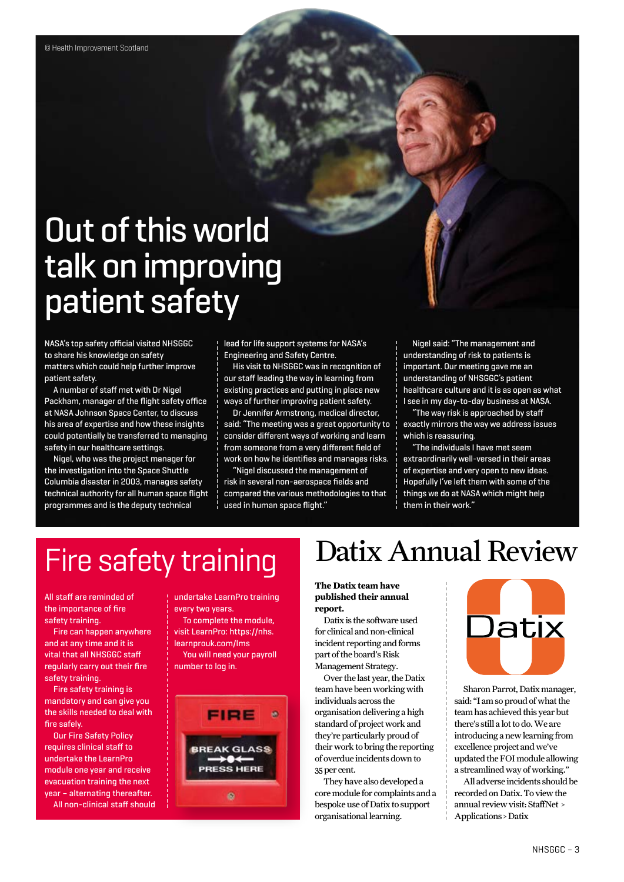© Health Improvement Scotland

# Out of this world talk on improving patient safety

NASA's top safety official visited NHSGGC to share his knowledge on safety matters which could help further improve patient safety.

A number of staff met with Dr Nigel Packham, manager of the flight safety office at NASA Johnson Space Center, to discuss his area of expertise and how these insights could potentially be transferred to managing safety in our healthcare settings.

Nigel, who was the project manager for the investigation into the Space Shuttle Columbia disaster in 2003, manages safety technical authority for all human space flight programmes and is the deputy technical lead for life support systems for NASA's Engineering and Safety Centre.

His visit to NHSGGC was in recognition of our staff leading the way in learning from existing practices and putting in place new ways of further improving patient safety.

Dr Jennifer Armstrong, medical director, said: "The meeting was a great opportunity to consider different ways of working and learn from someone from a very different field of work on how he identifies and manages risks.

"Nigel discussed the management of risk in several non-aerospace fields and compared the various methodologies to that used in human space flight."

Nigel said: "The management and understanding of risk to patients is important. Our meeting gave me an understanding of NHSGGC's patient healthcare culture and it is as open as what I see in my day-to-day business at NASA.

"The way risk is approached by staff exactly mirrors the way we address issues which is reassuring.

"The individuals I have met seem extraordinarily well-versed in their areas of expertise and very open to new ideas. Hopefully I've left them with some of the things we do at NASA which might help them in their work."

# Fire safety training

All staff are reminded of the importance of fire safety training.

Fire can happen anywhere and at any time and it is vital that all NHSGGC staff regularly carry out their fire safety training.

Fire safety training is mandatory and can give you the skills needed to deal with fire safely.

Our Fire Safety Policy requires clinical staff to undertake the LearnPro module one year and receive evacuation training the next year – alternating thereafter.

All non-clinical staff should undertake LearnPro training every two years.

To complete the module, visit LearnPro: https://nhs.learnprouk.com/lms

You will need your payroll number to log in.

# Datix Annual Review

**The Datix team have published their annual report.**

Datix is the software used for clinical and non-clinical incident reporting and forms part of the board's Risk Management Strategy.

Over the last year, the Datix team have been working with individuals across the organisation delivering a high standard of project work and they're particularly proud of their work to bring the reporting of overdue incidents down to 35 per cent.

They have also developed a core module for complaints and a bespoke use of Datix to support organisational learning.

Sharon Parrot, Datix manager, said: "I am so proud of what the team has achieved this year but there's still a lot to do. We are introducing a new learning from excellence project and we've updated the FOI module allowing a streamlined way of working."

All adverse incidents should be recorded on Datix. To view the annual review visit: StaffNet > Applications > Datix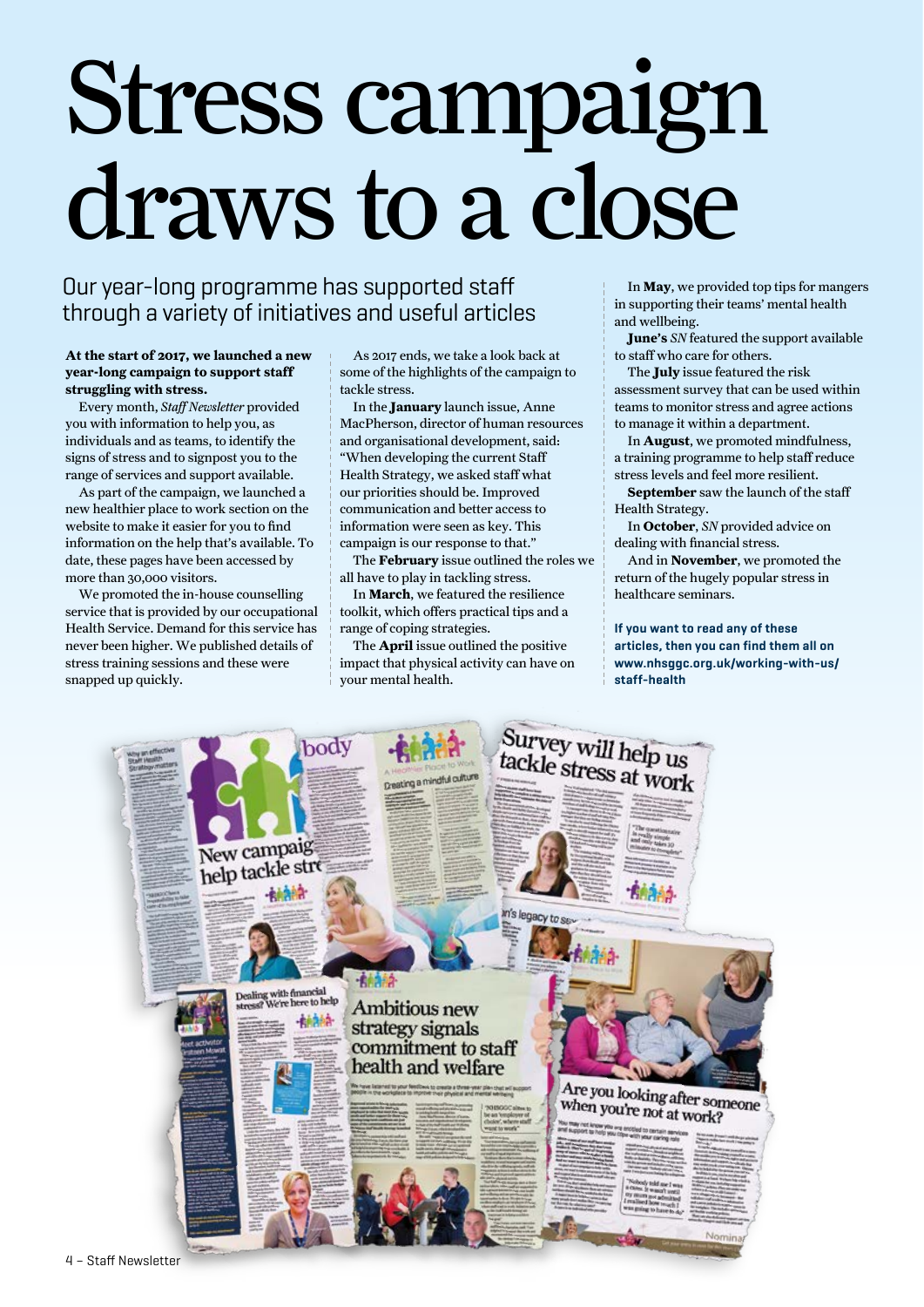# Stress campaign draws to a close

## Our year-long programme has supported staff through a variety of initiatives and useful articles

**At the start of 2017, we launched a new year-long campaign to support staff struggling with stress.**

Every month, *Staff Newsletter* provided you with information to help you, as individuals and as teams, to identify the signs of stress and to signpost you to the range of services and support available.

As part of the campaign, we launched a new healthier place to work section on the website to make it easier for you to find information on the help that's available. To date, these pages have been accessed by more than 30,000 visitors.

We promoted the in-house counselling service that is provided by our occupational Health Service. Demand for this service has never been higher. We published details of stress training sessions and these were snapped up quickly.

As 2017 ends, we take a look back at some of the highlights of the campaign to tackle stress.

In the **January** launch issue, Anne MacPherson, director of human resources and organisational development, said: "When developing the current Staff Health Strategy, we asked staff what our priorities should be. Improved communication and better access to information were seen as key. This campaign is our response to that."

The **February** issue outlined the roles we all have to play in tackling stress.

In **March**, we featured the resilience toolkit, which offers practical tips and a range of coping strategies.

The **April** issue outlined the positive impact that physical activity can have on your mental health.

In **May**, we provided top tips for mangers in supporting their teams' mental health and wellbeing.

**June's** *SN* featured the support available to staff who care for others.

The **July** issue featured the risk assessment survey that can be used within teams to monitor stress and agree actions to manage it within a department.

In **August**, we promoted mindfulness, a training programme to help staff reduce stress levels and feel more resilient.

**September** saw the launch of the staff Health Strategy.

In **October**, *SN* provided advice on dealing with financial stress.

And in **November**, we promoted the return of the hugely popular stress in healthcare seminars.

**If you want to read any of these articles, then you can find them all on www.nhsggc.org.uk/working-with-us/staff-health**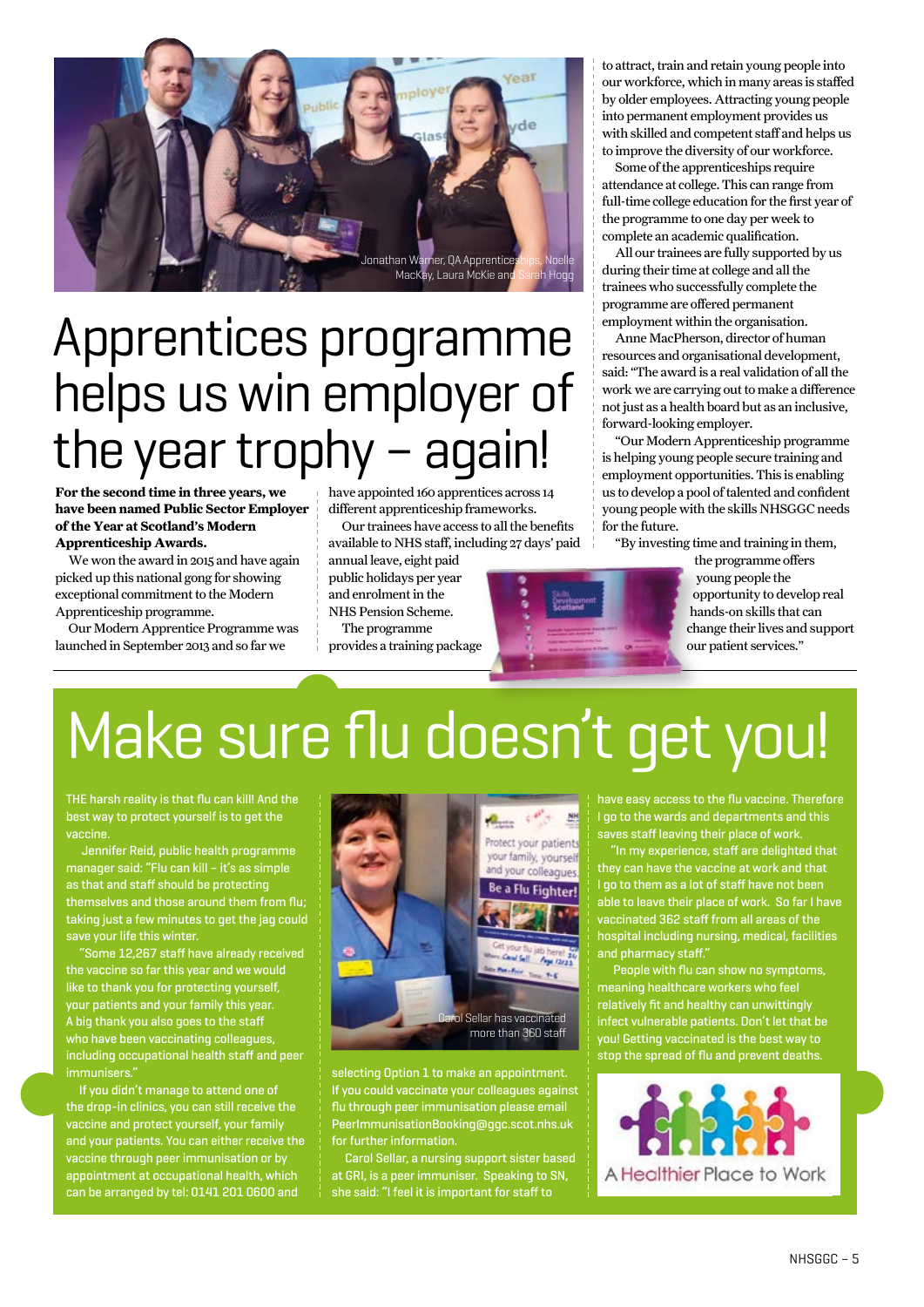Jonathan Warner, QA Apprenticeships, Noelle MacKay, Laura McKie and Sarah Hogg

# Apprentices programme helps us win employer of the year trophy – again!

**For the second time in three years, we have been named Public Sector Employer of the Year at Scotland's Modern Apprenticeship Awards.**

We won the award in 2015 and have again picked up this national gong for showing exceptional commitment to the Modern Apprenticeship programme.

Our Modern Apprentice Programme was launched in September 2013 and so far we have appointed 160 apprentices across 14 different apprenticeship frameworks.

Our trainees have access to all the benefits available to NHS staff, including 27 days' paid annual leave, eight paid public holidays per year and enrolment in the NHS Pension Scheme.

The programme provides a training package to attract, train and retain young people into our workforce, which in many areas is staffed by older employees. Attracting young people into permanent employment provides us with skilled and competent staff and helps us to improve the diversity of our workforce.

Some of the apprenticeships require attendance at college. This can range from full-time college education for the first year of the programme to one day per week to complete an academic qualification.

All our trainees are fully supported by us during their time at college and all the trainees who successfully complete the programme are offered permanent employment within the organisation.

Anne MacPherson, director of human resources and organisational development, said: "The award is a real validation of all the work we are carrying out to make a difference not just as a health board but as an inclusive, forward-looking employer.

"Our Modern Apprenticeship programme is helping young people secure training and employment opportunities. This is enabling us to develop a pool of talented and confident young people with the skills NHSGGC needs for the future.

"By investing time and training in them, the programme offers young people the opportunity to develop real hands-on skills that can change their lives and support our patient services."

# Make sure flu doesn't get you!

THE harsh reality is that flu can kill! And the best way to protect yourself is to get the vaccine.

Jennifer Reid, public health programme manager said: "Flu can kill – it's as simple as that and staff should be protecting themselves and those around them from flu; taking just a few minutes to get the jag could save your life this winter.

"Some 12,267 staff have already received the vaccine so far this year and we would like to thank you for protecting yourself, your patients and your family this year. A big thank you also goes to the staff who have been vaccinating colleagues, including occupational health staff and peer immunisers."

If you didn't manage to attend one of the drop-in clinics, you can still receive the vaccine and protect yourself, your family and your patients. You can either receive the vaccine through peer immunisation or by appointment at occupational health, which can be arranged by tel: 0141 201 0600 and selecting Option 1 to make an appointment. If you could vaccinate your colleagues against flu through peer immunisation please email PeerImmunisationBooking@ggc.scot.nhs.uk for further information.

Carol Sellar has vaccinated more than 360 staff

Carol Sellar, a nursing support sister based at GRI, is a peer immuniser. Speaking to SN, she said: "I feel it is important for staff to have easy access to the flu vaccine. Therefore I go to the wards and departments and this saves staff leaving their place of work.

"In my experience, staff are delighted that they can have the vaccine at work and that I go to them as a lot of staff have not been able to leave their place of work. So far I have vaccinated 362 staff from all areas of the hospital including nursing, medical, facilities and pharmacy staff."

People with flu can show no symptoms, meaning healthcare workers who feel relatively fit and healthy can unwittingly infect vulnerable patients. Don't let that be you! Getting vaccinated is the best way to stop the spread of flu and prevent deaths.

A Healthier Place to Work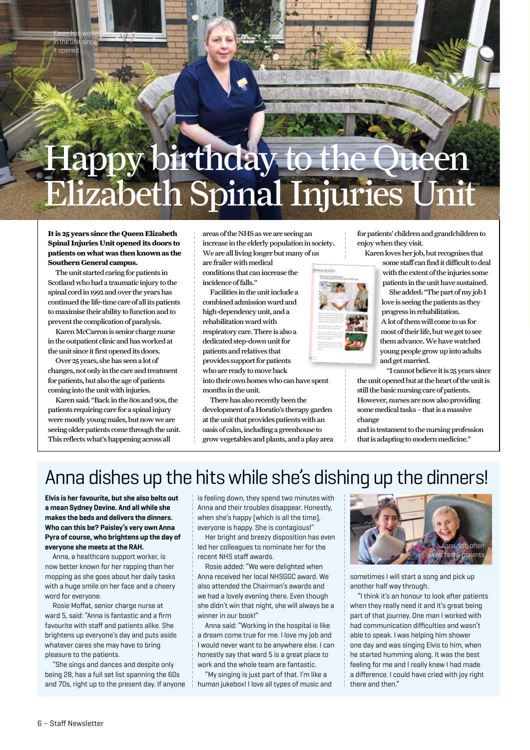Karen has worked in the unit since it opened

# Happy birthday to the Queen Elizabeth Spinal Injuries Unit

**It is 25 years since the Queen Elizabeth Spinal Injuries Unit opened its doors to patients on what was then known as the Southern General campus.**

The unit started caring for patients in Scotland who had a traumatic injury to the spinal cord in 1992 and over the years has continued the life-time care of all its patients to maximise their ability to function and to prevent the complication of paralysis.

Karen McCarron is senior charge nurse in the outpatient clinic and has worked at the unit since it first opened its doors.

Over 25 years, she has seen a lot of changes, not only in the care and treatment for patients, but also the age of patients coming into the unit with injuries.

Karen said: "Back in the 80s and 90s, the patients requiring care for a spinal injury were mostly young males, but now we are seeing older patients come through the unit. This reflects what's happening across all areas of the NHS as we are seeing an increase in the elderly population in society. We are all living longer but many of us are frailer with medical conditions that can increase the incidence of falls."

Facilities in the unit include a combined admission ward and high-dependency unit, and a rehabilitation ward with respiratory care. There is also a dedicated step-down unit for patients and relatives that provides support for patients who are ready to move back into their own homes who can have spent months in the unit.

There has also recently been the development of a Horatio's therapy garden at the unit that provides patients with an oasis of calm, including a greenhouse to grow vegetables and plants, and a play area for patients' children and grandchildren to enjoy when they visit.

Karen loves her job, but recognises that some staff can find it difficult to deal with the extent of the injuries some patients in the unit have sustained.

She added: "The part of my job I love is seeing the patients as they progress in rehabilitation. A lot of them will come to us for most of their life, but we get to see them advance. We have watched young people grow up into adults and get married.

"I cannot believe it is 25 years since the unit opened but at the heart of the unit is still the basic nursing care of patients. However, nurses are now also providing some medical tasks – that is a massive change and is testament to the nursing profession that is adapting to modern medicine."

# Anna dishes up the hits while she's dishing up the dinners!

**Elvis is her favourite, but she also belts out a mean Sydney Devine. And all while she makes the beds and delivers the dinners. Who can this be? Paisley's very own Anna Pyra of course, who brightens up the day of everyone she meets at the RAH.**

Anna, a healthcare support worker, is now better known for her rapping than her mopping as she goes about her daily tasks with a huge smile on her face and a cheery word for everyone.

Rosie Moffat, senior charge nurse at ward 5, said: "Anna is fantastic and a firm favourite with staff and patients alike. She brightens up everyone's day and puts aside whatever cares she may have to bring pleasure to the patients.

"She sings and dances and despite only being 28, has a full set list spanning the 60s and 70s, right up to the present day. If anyone is feeling down, they spend two minutes with Anna and their troubles disappear. Honestly, when she's happy (which is all the time), everyone is happy. She is contagious!"

Her bright and breezy disposition has even led her colleagues to nominate her for the recent NHS staff awards.

Rosie added: "We were delighted when Anna received her local NHSGGC award. We also attended the Chairman's awards and we had a lovely evening there. Even though she didn't win that night, she will always be a winner in our book!"

Anna said: "Working in the hospital is like a dream come true for me. I love my job and I would never want to be anywhere else. I can honestly say that ward 5 is a great place to work and the whole team are fantastic.

"My singing is just part of that. I'm like a human jukebox! I love all types of music and sometimes I will start a song and pick up another half way through.

"I think it's an honour to look after patients when they really need it and it's great being part of that journey. One man I worked with had communication difficulties and wasn't able to speak. I was helping him shower one day and was singing Elvis to him, when he started humming along. It was the best feeling for me and I really knew I had made a difference. I could have cried with joy right there and then."

Anna, left, often sings to the patients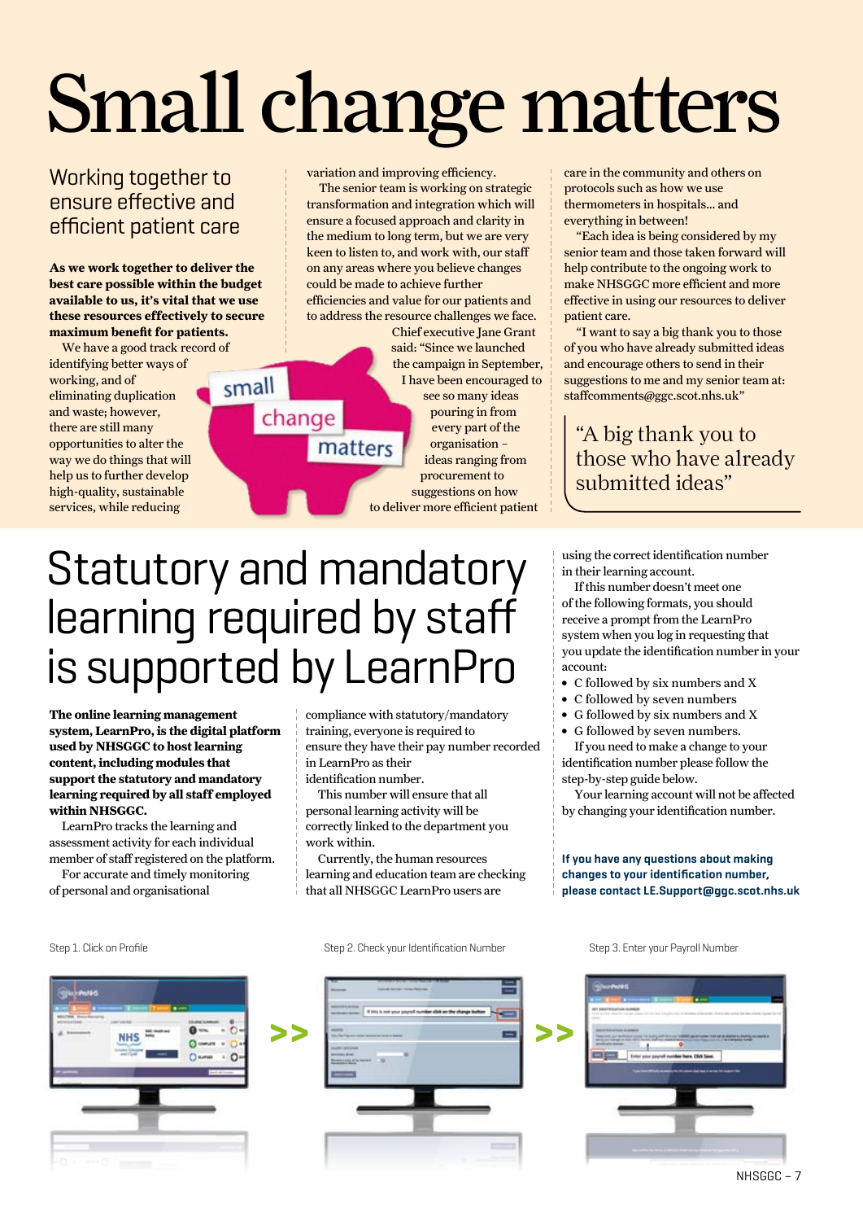# Small change matters

## Working together to ensure effective and efficient patient care

**As we work together to deliver the best care possible within the budget available to us, it's vital that we use these resources effectively to secure maximum benefit for patients.**

We have a good track record of identifying better ways of working, and of eliminating duplication and waste; however, there are still many opportunities to alter the way we do things that will help us to further develop high-quality, sustainable services, while reducing variation and improving efficiency.

The senior team is working on strategic transformation and integration which will ensure a focused approach and clarity in the medium to long term, but we are very keen to listen to, and work with, our staff on any areas where you believe changes could be made to achieve further efficiencies and value for our patients and to address the resource challenges we face.

small change matters

Chief executive Jane Grant said: "Since we launched the campaign in September, I have been encouraged to see so many ideas pouring in from every part of the organisation – ideas ranging from procurement to suggestions on how to deliver more efficient patient care in the community and others on protocols such as how we use thermometers in hospitals... and everything in between!

"Each idea is being considered by my senior team and those taken forward will help contribute to the ongoing work to make NHSGGC more efficient and more effective in using our resources to deliver patient care.

"I want to say a big thank you to those of you who have already submitted ideas and encourage others to send in their suggestions to me and my senior team at: staffcomments@ggc.scot.nhs.uk"

> "A big thank you to those who have already submitted ideas"

# Statutory and mandatory learning required by staff is supported by LearnPro

**The online learning management system, LearnPro, is the digital platform used by NHSGGC to host learning content, including modules that support the statutory and mandatory learning required by all staff employed within NHSGGC.**

LearnPro tracks the learning and assessment activity for each individual member of staff registered on the platform.

For accurate and timely monitoring of personal and organisational compliance with statutory/mandatory training, everyone is required to ensure they have their pay number recorded in LearnPro as their identification number.

This number will ensure that all personal learning activity will be correctly linked to the department you work within.

Currently, the human resources learning and education team are checking that all NHSGGC LearnPro users are using the correct identification number in their learning account.

If this number doesn't meet one of the following formats, you should receive a prompt from the LearnPro system when you log in requesting that you update the identification number in your account:

- C followed by six numbers and X
- C followed by seven numbers
- G followed by six numbers and X
- G followed by seven numbers.

If you need to make a change to your identification number please follow the step-by-step guide below.

Your learning account will not be affected by changing your identification number.

**If you have any questions about making changes to your identification number, please contact LE.Support@ggc.scot.nhs.uk**

Step 1. Click on Profile >> Step 2. Check your Identification Number >> Step 3. Enter your Payroll Number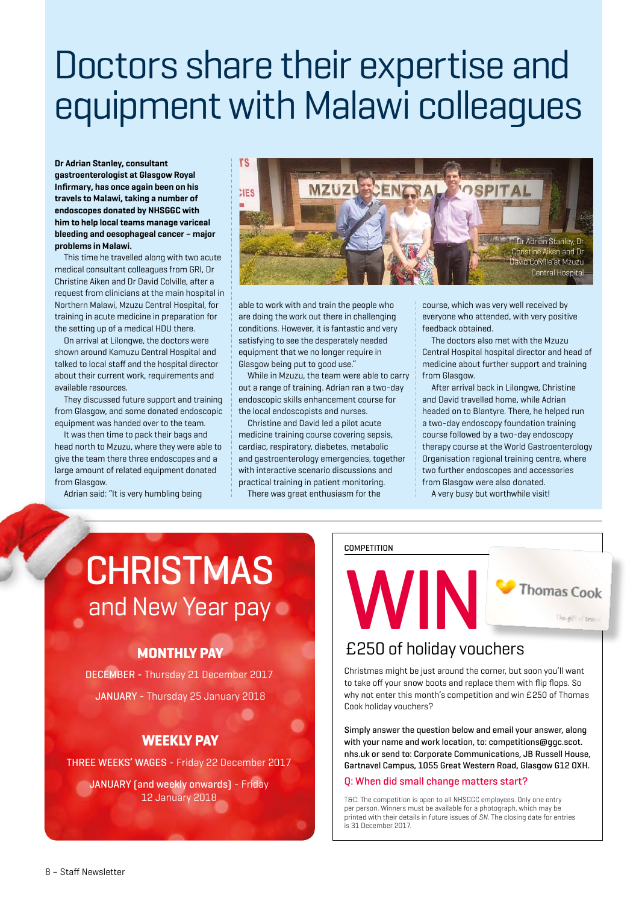# Doctors share their expertise and equipment with Malawi colleagues

**Dr Adrian Stanley, consultant gastroenterologist at Glasgow Royal Infirmary, has once again been on his travels to Malawi, taking a number of endoscopes donated by NHSGGC with him to help local teams manage variceal bleeding and oesophageal cancer – major problems in Malawi.**

This time he travelled along with two acute medical consultant colleagues from GRI, Dr Christine Aiken and Dr David Colville, after a request from clinicians at the main hospital in Northern Malawi, Mzuzu Central Hospital, for training in acute medicine in preparation for the setting up of a medical HDU there.

On arrival at Lilongwe, the doctors were shown around Kamuzu Central Hospital and talked to local staff and the hospital director about their current work, requirements and available resources.

They discussed future support and training from Glasgow, and some donated endoscopic equipment was handed over to the team.

It was then time to pack their bags and head north to Mzuzu, where they were able to give the team there three endoscopes and a large amount of related equipment donated from Glasgow.

Adrian said: "It is very humbling being able to work with and train the people who are doing the work out there in challenging conditions. However, it is fantastic and very satisfying to see the desperately needed equipment that we no longer require in Glasgow being put to good use."

Dr Adrian Stanley, Dr Christine Aiken and Dr David Colville at Mzuzu Central Hospital

While in Mzuzu, the team were able to carry out a range of training. Adrian ran a two-day endoscopic skills enhancement course for the local endoscopists and nurses.

Christine and David led a pilot acute medicine training course covering sepsis, cardiac, respiratory, diabetes, metabolic and gastroenterology emergencies, together with interactive scenario discussions and practical training in patient monitoring.

There was great enthusiasm for the course, which was very well received by everyone who attended, with very positive feedback obtained.

The doctors also met with the Mzuzu Central Hospital hospital director and head of medicine about further support and training from Glasgow.

After arrival back in Lilongwe, Christine and David travelled home, while Adrian headed on to Blantyre. There, he helped run a two-day endoscopy foundation training course followed by a two-day endoscopy therapy course at the World Gastroenterology Organisation regional training centre, where two further endoscopes and accessories from Glasgow were also donated.

A very busy but worthwhile visit!

## CHRISTMAS and New Year pay

### MONTHLY PAY

DECEMBER – Thursday 21 December 2017

JANUARY – Thursday 25 January 2018

### WEEKLY PAY

THREE WEEKS' WAGES – Friday 22 December 2017

JANUARY (and weekly onwards) – Friday 12 January 2018

COMPETITION

## WIN £250 of holiday vouchers

Christmas might be just around the corner, but soon you'll want to take off your snow boots and replace them with flip flops. So why not enter this month's competition and win £250 of Thomas Cook holiday vouchers?

Simply answer the question below and email your answer, along with your name and work location, to: competitions@ggc.scot.nhs.uk or send to: Corporate Communications, JB Russell House, Gartnavel Campus, 1055 Great Western Road, Glasgow G12 0XH.

Q: When did small change matters start?

T&C: The competition is open to all NHSGGC employees. Only one entry per person. Winners must be available for a photograph, which may be printed with their details in future issues of *SN*. The closing date for entries is 31 December 2017.